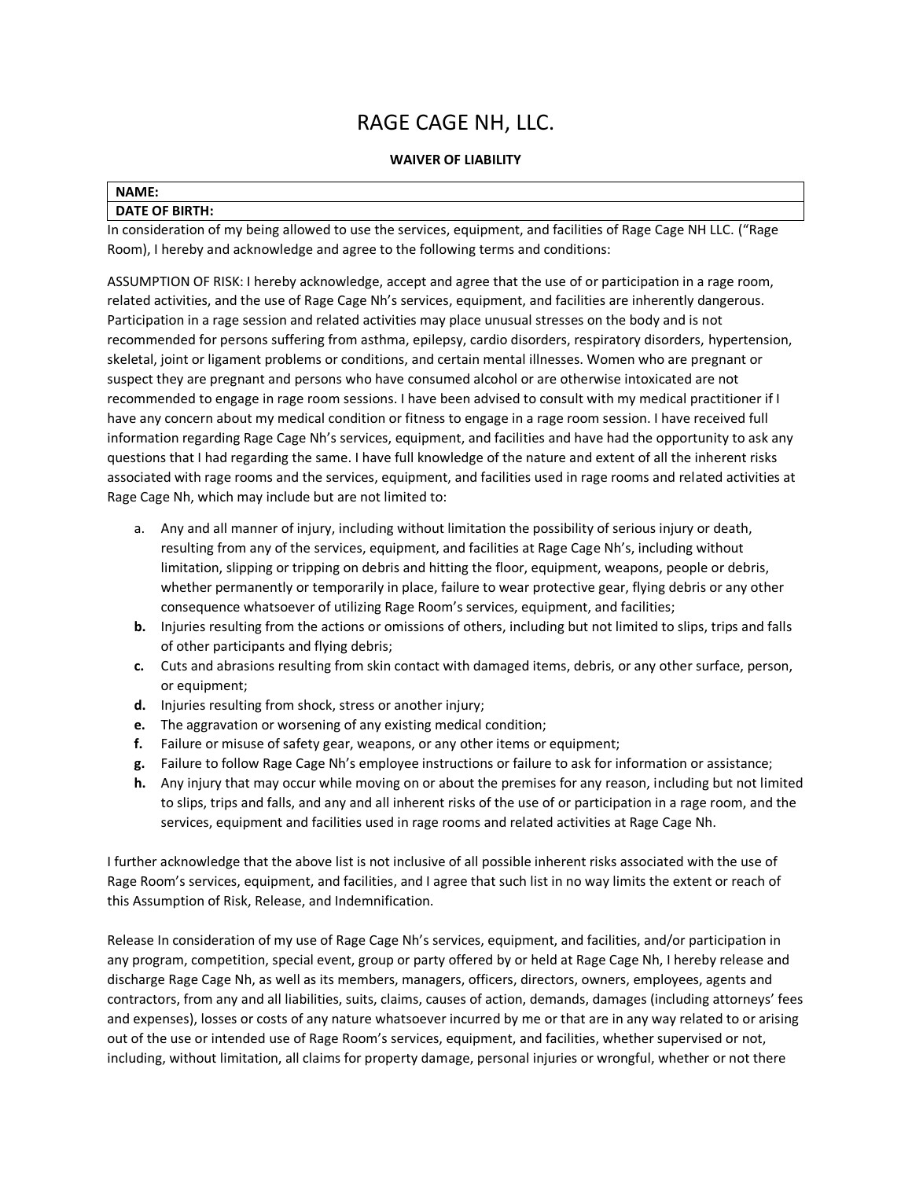# RAGE CAGE NH, LLC.

**WAIVER OF LIABILITY**

| **NAME:** |
| --- |
| **DATE OF BIRTH:** |

In consideration of my being allowed to use the services, equipment, and facilities of Rage Cage NH LLC. ("Rage Room), I hereby and acknowledge and agree to the following terms and conditions:

ASSUMPTION OF RISK: I hereby acknowledge, accept and agree that the use of or participation in a rage room, related activities, and the use of Rage Cage Nh's services, equipment, and facilities are inherently dangerous. Participation in a rage session and related activities may place unusual stresses on the body and is not recommended for persons suffering from asthma, epilepsy, cardio disorders, respiratory disorders, hypertension, skeletal, joint or ligament problems or conditions, and certain mental illnesses. Women who are pregnant or suspect they are pregnant and persons who have consumed alcohol or are otherwise intoxicated are not recommended to engage in rage room sessions. I have been advised to consult with my medical practitioner if I have any concern about my medical condition or fitness to engage in a rage room session. I have received full information regarding Rage Cage Nh's services, equipment, and facilities and have had the opportunity to ask any questions that I had regarding the same. I have full knowledge of the nature and extent of all the inherent risks associated with rage rooms and the services, equipment, and facilities used in rage rooms and related activities at Rage Cage Nh, which may include but are not limited to:

a. Any and all manner of injury, including without limitation the possibility of serious injury or death, resulting from any of the services, equipment, and facilities at Rage Cage Nh's, including without limitation, slipping or tripping on debris and hitting the floor, equipment, weapons, people or debris, whether permanently or temporarily in place, failure to wear protective gear, flying debris or any other consequence whatsoever of utilizing Rage Room's services, equipment, and facilities;

**b.** Injuries resulting from the actions or omissions of others, including but not limited to slips, trips and falls of other participants and flying debris;

**c.** Cuts and abrasions resulting from skin contact with damaged items, debris, or any other surface, person, or equipment;

**d.** Injuries resulting from shock, stress or another injury;

**e.** The aggravation or worsening of any existing medical condition;

**f.** Failure or misuse of safety gear, weapons, or any other items or equipment;

**g.** Failure to follow Rage Cage Nh's employee instructions or failure to ask for information or assistance;

**h.** Any injury that may occur while moving on or about the premises for any reason, including but not limited to slips, trips and falls, and any and all inherent risks of the use of or participation in a rage room, and the services, equipment and facilities used in rage rooms and related activities at Rage Cage Nh.

I further acknowledge that the above list is not inclusive of all possible inherent risks associated with the use of Rage Room's services, equipment, and facilities, and I agree that such list in no way limits the extent or reach of this Assumption of Risk, Release, and Indemnification.

Release In consideration of my use of Rage Cage Nh's services, equipment, and facilities, and/or participation in any program, competition, special event, group or party offered by or held at Rage Cage Nh, I hereby release and discharge Rage Cage Nh, as well as its members, managers, officers, directors, owners, employees, agents and contractors, from any and all liabilities, suits, claims, causes of action, demands, damages (including attorneys' fees and expenses), losses or costs of any nature whatsoever incurred by me or that are in any way related to or arising out of the use or intended use of Rage Room's services, equipment, and facilities, whether supervised or not, including, without limitation, all claims for property damage, personal injuries or wrongful, whether or not there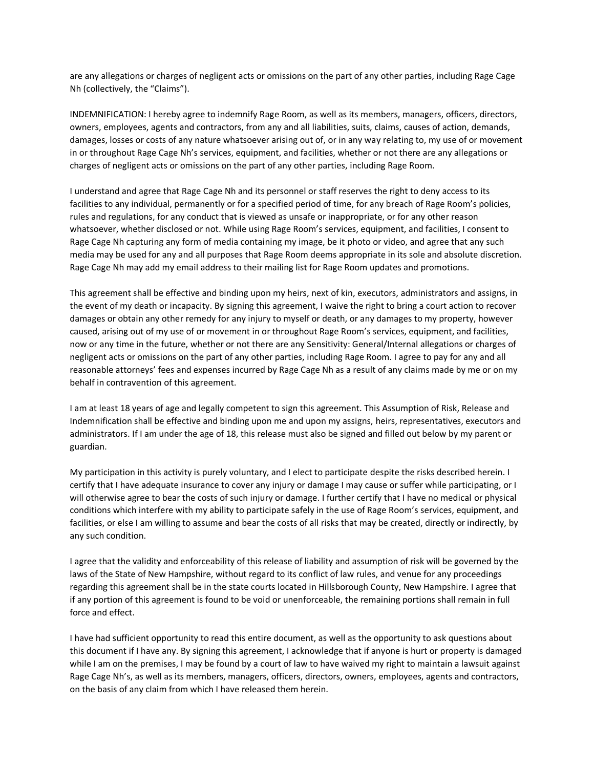are any allegations or charges of negligent acts or omissions on the part of any other parties, including Rage Cage Nh (collectively, the "Claims").

INDEMNIFICATION: I hereby agree to indemnify Rage Room, as well as its members, managers, officers, directors, owners, employees, agents and contractors, from any and all liabilities, suits, claims, causes of action, demands, damages, losses or costs of any nature whatsoever arising out of, or in any way relating to, my use of or movement in or throughout Rage Cage Nh's services, equipment, and facilities, whether or not there are any allegations or charges of negligent acts or omissions on the part of any other parties, including Rage Room.

I understand and agree that Rage Cage Nh and its personnel or staff reserves the right to deny access to its facilities to any individual, permanently or for a specified period of time, for any breach of Rage Room's policies, rules and regulations, for any conduct that is viewed as unsafe or inappropriate, or for any other reason whatsoever, whether disclosed or not. While using Rage Room's services, equipment, and facilities, I consent to Rage Cage Nh capturing any form of media containing my image, be it photo or video, and agree that any such media may be used for any and all purposes that Rage Room deems appropriate in its sole and absolute discretion. Rage Cage Nh may add my email address to their mailing list for Rage Room updates and promotions.

This agreement shall be effective and binding upon my heirs, next of kin, executors, administrators and assigns, in the event of my death or incapacity. By signing this agreement, I waive the right to bring a court action to recover damages or obtain any other remedy for any injury to myself or death, or any damages to my property, however caused, arising out of my use of or movement in or throughout Rage Room's services, equipment, and facilities, now or any time in the future, whether or not there are any Sensitivity: General/Internal allegations or charges of negligent acts or omissions on the part of any other parties, including Rage Room. I agree to pay for any and all reasonable attorneys' fees and expenses incurred by Rage Cage Nh as a result of any claims made by me or on my behalf in contravention of this agreement.

I am at least 18 years of age and legally competent to sign this agreement. This Assumption of Risk, Release and Indemnification shall be effective and binding upon me and upon my assigns, heirs, representatives, executors and administrators. If I am under the age of 18, this release must also be signed and filled out below by my parent or guardian.

My participation in this activity is purely voluntary, and I elect to participate despite the risks described herein. I certify that I have adequate insurance to cover any injury or damage I may cause or suffer while participating, or I will otherwise agree to bear the costs of such injury or damage. I further certify that I have no medical or physical conditions which interfere with my ability to participate safely in the use of Rage Room's services, equipment, and facilities, or else I am willing to assume and bear the costs of all risks that may be created, directly or indirectly, by any such condition.

I agree that the validity and enforceability of this release of liability and assumption of risk will be governed by the laws of the State of New Hampshire, without regard to its conflict of law rules, and venue for any proceedings regarding this agreement shall be in the state courts located in Hillsborough County, New Hampshire. I agree that if any portion of this agreement is found to be void or unenforceable, the remaining portions shall remain in full force and effect.

I have had sufficient opportunity to read this entire document, as well as the opportunity to ask questions about this document if I have any. By signing this agreement, I acknowledge that if anyone is hurt or property is damaged while I am on the premises, I may be found by a court of law to have waived my right to maintain a lawsuit against Rage Cage Nh's, as well as its members, managers, officers, directors, owners, employees, agents and contractors, on the basis of any claim from which I have released them herein.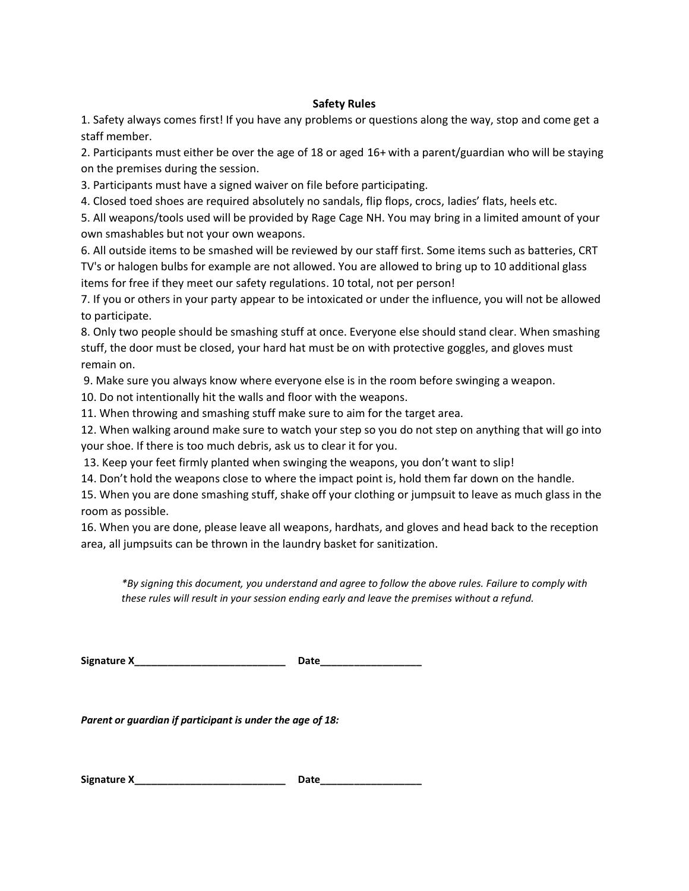## Safety Rules

1. Safety always comes first! If you have any problems or questions along the way, stop and come get a staff member.
2. Participants must either be over the age of 18 or aged 16+ with a parent/guardian who will be staying on the premises during the session.
3. Participants must have a signed waiver on file before participating.
4. Closed toed shoes are required absolutely no sandals, flip flops, crocs, ladies' flats, heels etc.
5. All weapons/tools used will be provided by Rage Cage NH. You may bring in a limited amount of your own smashables but not your own weapons.
6. All outside items to be smashed will be reviewed by our staff first. Some items such as batteries, CRT TV's or halogen bulbs for example are not allowed. You are allowed to bring up to 10 additional glass items for free if they meet our safety regulations. 10 total, not per person!
7. If you or others in your party appear to be intoxicated or under the influence, you will not be allowed to participate.
8. Only two people should be smashing stuff at once. Everyone else should stand clear. When smashing stuff, the door must be closed, your hard hat must be on with protective goggles, and gloves must remain on.
9. Make sure you always know where everyone else is in the room before swinging a weapon.
10. Do not intentionally hit the walls and floor with the weapons.
11. When throwing and smashing stuff make sure to aim for the target area.
12. When walking around make sure to watch your step so you do not step on anything that will go into your shoe. If there is too much debris, ask us to clear it for you.
13. Keep your feet firmly planted when swinging the weapons, you don't want to slip!
14. Don't hold the weapons close to where the impact point is, hold them far down on the handle.
15. When you are done smashing stuff, shake off your clothing or jumpsuit to leave as much glass in the room as possible.
16. When you are done, please leave all weapons, hardhats, and gloves and head back to the reception area, all jumpsuits can be thrown in the laundry basket for sanitization.

*\*By signing this document, you understand and agree to follow the above rules. Failure to comply with these rules will result in your session ending early and leave the premises without a refund.*

**Signature X___________________________ Date__________________**

***Parent or guardian if participant is under the age of 18:***

**Signature X___________________________ Date__________________**